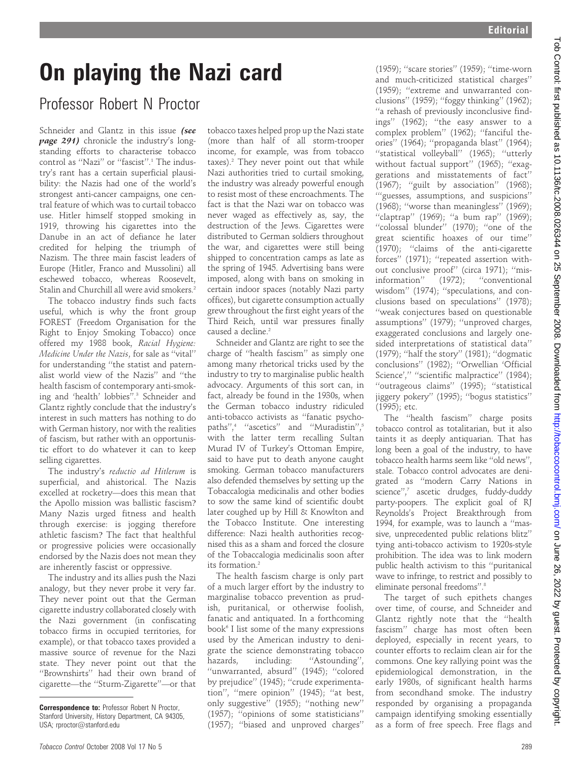# On playing the Nazi card

## Professor Robert N Proctor

Schneider and Glantz in this issue ***(see page 291)*** chronicle the industry's longstanding efforts to characterise tobacco control as "Nazi" or "fascist".[1] The industry's rant has a certain superficial plausibility: the Nazis had one of the world's strongest anti-cancer campaigns, one central feature of which was to curtail tobacco use. Hitler himself stopped smoking in 1919, throwing his cigarettes into the Danube in an act of defiance he later credited for helping the triumph of Nazism. The three main fascist leaders of Europe (Hitler, Franco and Mussolini) all eschewed tobacco, whereas Roosevelt, Stalin and Churchill all were avid smokers.[2]

The tobacco industry finds such facts useful, which is why the front group FOREST (Freedom Organisation for the Right to Enjoy Smoking Tobacco) once offered my 1988 book, *Racial Hygiene: Medicine Under the Nazis*, for sale as "vital" for understanding "the statist and paternalist world view of the Nazis" and "the health fascism of contemporary anti-smoking and 'health' lobbies".[3] Schneider and Glantz rightly conclude that the industry's interest in such matters has nothing to do with German history, nor with the realities of fascism, but rather with an opportunistic effort to do whatever it can to keep selling cigarettes.

The industry's *reductio ad Hitlerum* is superficial, and ahistorical. The Nazis excelled at rocketry—does this mean that the Apollo mission was ballistic fascism? Many Nazis urged fitness and health through exercise: is jogging therefore athletic fascism? The fact that healthful or progressive policies were occasionally endorsed by the Nazis does not mean they are inherently fascist or oppressive.

The industry and its allies push the Nazi analogy, but they never probe it very far. They never point out that the German cigarette industry collaborated closely with the Nazi government (in confiscating tobacco firms in occupied territories, for example), or that tobacco taxes provided a massive source of revenue for the Nazi state. They never point out that the "Brownshirts" had their own brand of cigarette—the "Sturm-Zigarette"—or that tobacco taxes helped prop up the Nazi state (more than half of all storm-trooper income, for example, was from tobacco taxes).[2] They never point out that while Nazi authorities tried to curtail smoking, the industry was already powerful enough to resist most of these encroachments. The fact is that the Nazi war on tobacco was never waged as effectively as, say, the destruction of the Jews. Cigarettes were distributed to German soldiers throughout the war, and cigarettes were still being shipped to concentration camps as late as the spring of 1945. Advertising bans were imposed, along with bans on smoking in certain indoor spaces (notably Nazi party offices), but cigarette consumption actually grew throughout the first eight years of the Third Reich, until war pressures finally caused a decline.[2]

Schneider and Glantz are right to see the charge of "health fascism" as simply one among many rhetorical tricks used by the industry to try to marginalise public health advocacy. Arguments of this sort can, in fact, already be found in the 1930s, when the German tobacco industry ridiculed anti-tobacco activists as "fanatic psychopaths",[4] "ascetics" and "Muradistin",[5] with the latter term recalling Sultan Murad IV of Turkey's Ottoman Empire, said to have put to death anyone caught smoking. German tobacco manufacturers also defended themselves by setting up the Tobaccalogia medicinalis and other bodies to sow the same kind of scientific doubt later coughed up by Hill & Knowlton and the Tobacco Institute. One interesting difference: Nazi health authorities recognised this as a sham and forced the closure of the Tobaccalogia medicinalis soon after its formation.[2]

The health fascism charge is only part of a much larger effort by the industry to marginalise tobacco prevention as prudish, puritanical, or otherwise foolish, fanatic and antiquated. In a forthcoming book[6] I list some of the many expressions used by the American industry to denigrate the science demonstrating tobacco hazards, including: "Astounding", "unwarranted, absurd" (1945); "colored by prejudice" (1945); "crude experimentation", "mere opinion" (1945); "at best, only suggestive" (1955); "nothing new" (1957); "opinions of some statisticians" (1957); "biased and unproved charges" (1959); "scare stories" (1959); "time-worn and much-criticized statistical charges" (1959); "extreme and unwarranted conclusions" (1959); "foggy thinking" (1962); "a rehash of previously inconclusive findings" (1962); "the easy answer to a complex problem" (1962); "fanciful theories" (1964); "propaganda blast" (1964); "statistical volleyball" (1965); "utterly without factual support" (1965); "exaggerations and misstatements of fact" (1967); "guilt by association" (1968); "'guesses, assumptions, and suspicions" (1968); "worse than meaningless" (1969); "claptrap" (1969); "a bum rap" (1969); "colossal blunder" (1970); "one of the great scientific hoaxes of our time" (1970); "claims of the anti-cigarette forces" (1971); "repeated assertion without conclusive proof" (circa 1971); "misinformation" (1972); "conventional wisdom" (1974); "speculations, and conclusions based on speculations" (1978); "weak conjectures based on questionable assumptions" (1979); "unproved charges, exaggerated conclusions and largely one-sided interpretations of statistical data" (1979); "half the story" (1981); "dogmatic conclusions" (1982); "Orwellian 'Official Science'," "scientific malpractice" (1984); "outrageous claims" (1995); "statistical jiggery pokery" (1995); "bogus statistics" (1995); etc.

The "health fascism" charge posits tobacco control as totalitarian, but it also taints it as deeply antiquarian. That has long been a goal of the industry, to have tobacco health harms seem like "old news", stale. Tobacco control advocates are denigrated as "modern Carry Nations in science",[7] ascetic drudges, fuddy-duddy party-poopers. The explicit goal of RJ Reynolds's Project Breakthrough from 1994, for example, was to launch a "massive, unprecedented public relations blitz" tying anti-tobacco activism to 1920s-style prohibition. The idea was to link modern public health activism to this "puritanical wave to infringe, to restrict and possibly to eliminate personal freedoms".[8]

The target of such epithets changes over time, of course, and Schneider and Glantz rightly note that the "health fascism" charge has most often been deployed, especially in recent years, to counter efforts to reclaim clean air for the commons. One key rallying point was the epidemiological demonstration, in the early 1980s, of significant health harms from secondhand smoke. The industry responded by organising a propaganda campaign identifying smoking essentially as a form of free speech. Free flags and

**Correspondence to:** Professor Robert N Proctor, Stanford University, History Department, CA 94305, USA; rproctor@stanford.edu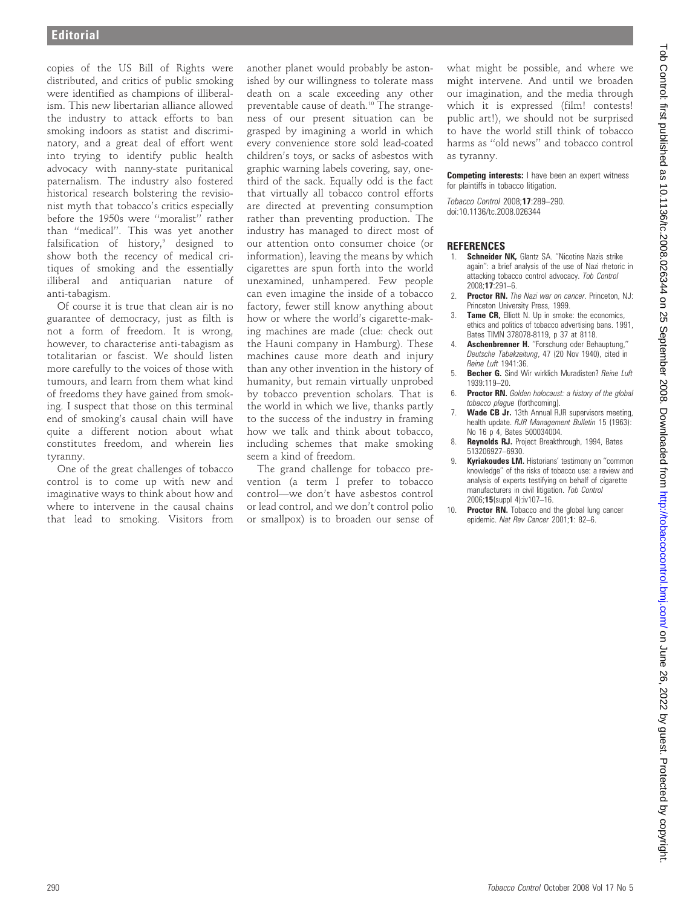copies of the US Bill of Rights were distributed, and critics of public smoking were identified as champions of illiberalism. This new libertarian alliance allowed the industry to attack efforts to ban smoking indoors as statist and discriminatory, and a great deal of effort went into trying to identify public health advocacy with nanny-state puritanical paternalism. The industry also fostered historical research bolstering the revisionist myth that tobacco's critics especially before the 1950s were "moralist" rather than "medical". This was yet another falsification of history,[9] designed to show both the recency of medical critiques of smoking and the essentially illiberal and antiquarian nature of anti-tabagism.

Of course it is true that clean air is no guarantee of democracy, just as filth is not a form of freedom. It is wrong, however, to characterise anti-tabagism as totalitarian or fascist. We should listen more carefully to the voices of those with tumours, and learn from them what kind of freedoms they have gained from smoking. I suspect that those on this terminal end of smoking's causal chain will have quite a different notion about what constitutes freedom, and wherein lies tyranny.

One of the great challenges of tobacco control is to come up with new and imaginative ways to think about how and where to intervene in the causal chains that lead to smoking. Visitors from another planet would probably be astonished by our willingness to tolerate mass death on a scale exceeding any other preventable cause of death.[10] The strangeness of our present situation can be grasped by imagining a world in which every convenience store sold lead-coated children's toys, or sacks of asbestos with graphic warning labels covering, say, one-third of the sack. Equally odd is the fact that virtually all tobacco control efforts are directed at preventing consumption rather than preventing production. The industry has managed to direct most of our attention onto consumer choice (or information), leaving the means by which cigarettes are spun forth into the world unexamined, unhampered. Few people can even imagine the inside of a tobacco factory, fewer still know anything about how or where the world's cigarette-making machines are made (clue: check out the Hauni company in Hamburg). These machines cause more death and injury than any other invention in the history of humanity, but remain virtually unprobed by tobacco prevention scholars. That is the world in which we live, thanks partly to the success of the industry in framing how we talk and think about tobacco, including schemes that make smoking seem a kind of freedom.

The grand challenge for tobacco prevention (a term I prefer to tobacco control—we don't have asbestos control or lead control, and we don't control polio or smallpox) is to broaden our sense of what might be possible, and where we might intervene. And until we broaden our imagination, and the media through which it is expressed (film! contests! public art!), we should not be surprised to have the world still think of tobacco harms as "old news" and tobacco control as tyranny.

**Competing interests:** I have been an expert witness for plaintiffs in tobacco litigation.

*Tobacco Control* 2008;**17**:289–290.
doi:10.1136/tc.2008.026344

## REFERENCES

1. **Schneider NK,** Glantz SA. "Nicotine Nazis strike again": a brief analysis of the use of Nazi rhetoric in attacking tobacco control advocacy. *Tob Control* 2008;**17**:291–6.
2. **Proctor RN.** *The Nazi war on cancer*. Princeton, NJ: Princeton University Press, 1999.
3. **Tame CR,** Elliott N. Up in smoke: the economics, ethics and politics of tobacco advertising bans. 1991, Bates TIMN 378078-8119, p 37 at 8118.
4. **Aschenbrenner H.** "Forschung oder Behauptung," *Deutsche Tabakzeitung*, 47 (20 Nov 1940), cited in *Reine Luft* 1941:36.
5. **Becher G.** Sind Wir wirklich Muradisten? *Reine Luft* 1939:119–20.
6. **Proctor RN.** *Golden holocaust: a history of the global tobacco plague* (forthcoming).
7. **Wade CB Jr.** 13th Annual RJR supervisors meeting, health update. *RJR Management Bulletin* 15 (1963): No 16 p 4, Bates 500034004.
8. **Reynolds RJ.** Project Breakthrough, 1994, Bates 513206927–6930.
9. **Kyriakoudes LM.** Historians' testimony on "common knowledge" of the risks of tobacco use: a review and analysis of experts testifying on behalf of cigarette manufacturers in civil litigation. *Tob Control* 2006;**15**(suppl 4):iv107–16.
10. **Proctor RN.** Tobacco and the global lung cancer epidemic. *Nat Rev Cancer* 2001;**1**: 82–6.